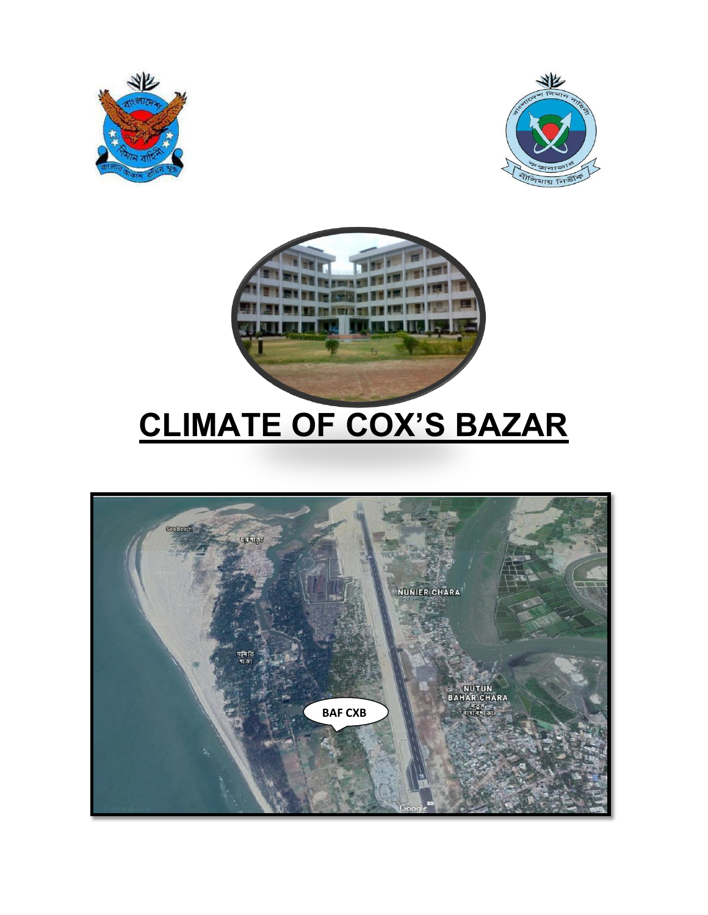# CLIMATE OF COX'S BAZAR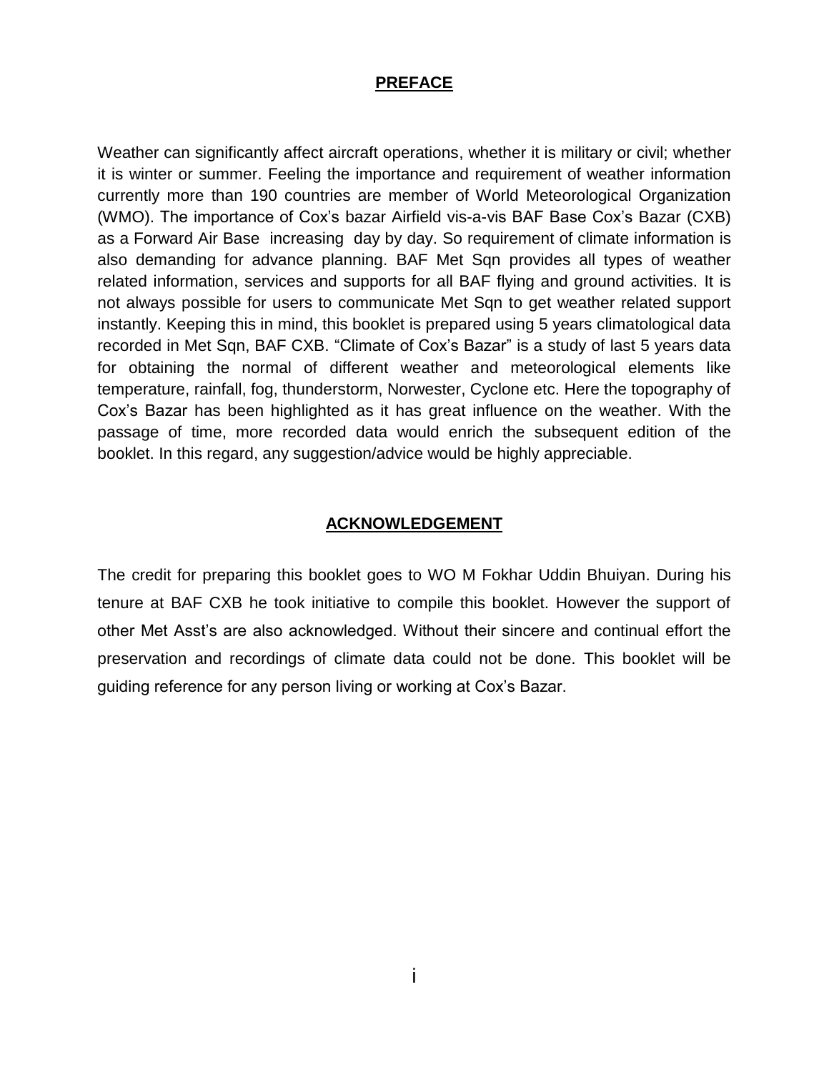## PREFACE

Weather can significantly affect aircraft operations, whether it is military or civil; whether it is winter or summer. Feeling the importance and requirement of weather information currently more than 190 countries are member of World Meteorological Organization (WMO). The importance of Cox's bazar Airfield vis-a-vis BAF Base Cox's Bazar (CXB) as a Forward Air Base increasing day by day. So requirement of climate information is also demanding for advance planning. BAF Met Sqn provides all types of weather related information, services and supports for all BAF flying and ground activities. It is not always possible for users to communicate Met Sqn to get weather related support instantly. Keeping this in mind, this booklet is prepared using 5 years climatological data recorded in Met Sqn, BAF CXB. "Climate of Cox's Bazar" is a study of last 5 years data for obtaining the normal of different weather and meteorological elements like temperature, rainfall, fog, thunderstorm, Norwester, Cyclone etc. Here the topography of Cox's Bazar has been highlighted as it has great influence on the weather. With the passage of time, more recorded data would enrich the subsequent edition of the booklet. In this regard, any suggestion/advice would be highly appreciable.

## ACKNOWLEDGEMENT

The credit for preparing this booklet goes to WO M Fokhar Uddin Bhuiyan. During his tenure at BAF CXB he took initiative to compile this booklet. However the support of other Met Asst's are also acknowledged. Without their sincere and continual effort the preservation and recordings of climate data could not be done. This booklet will be guiding reference for any person living or working at Cox's Bazar.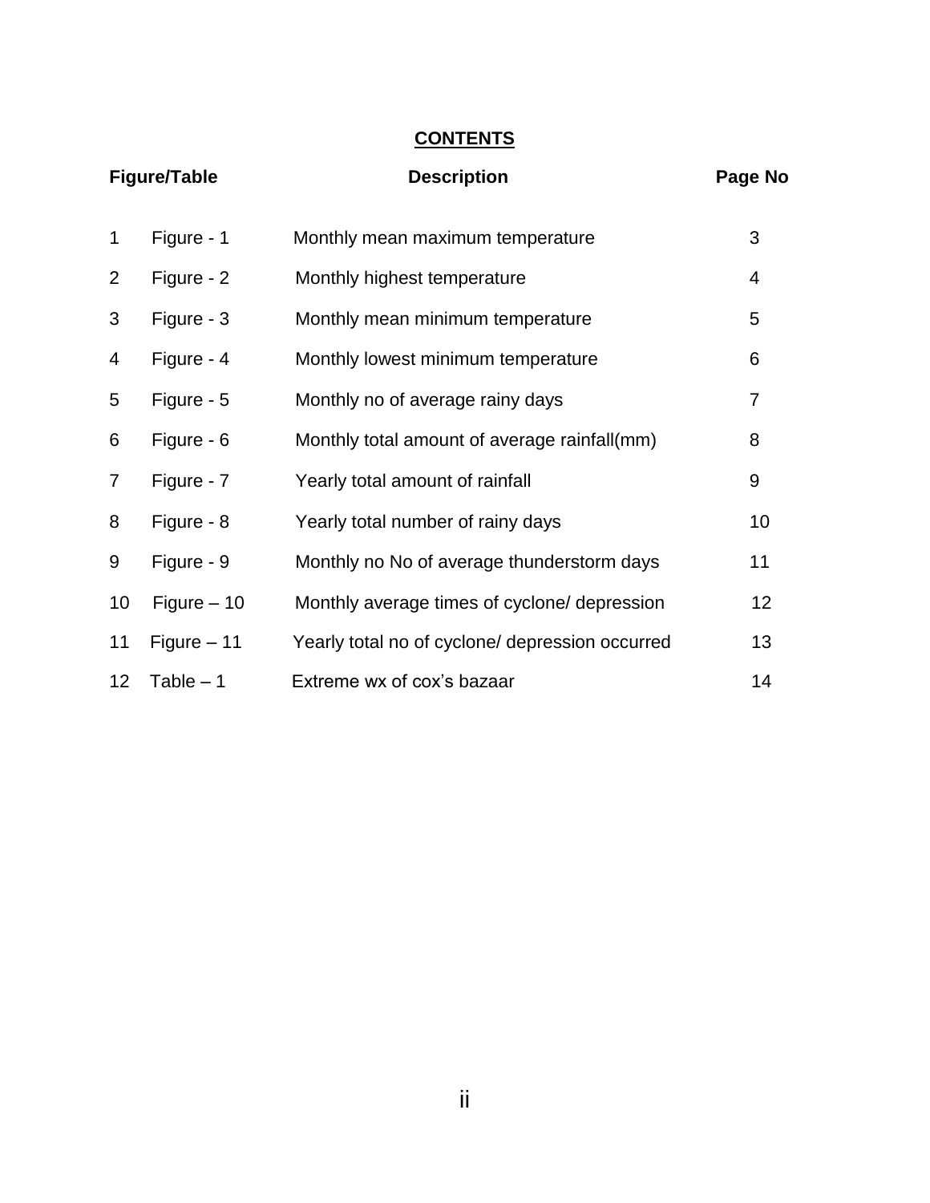## CONTENTS

| | Figure/Table | Description | Page No |
|---|---|---|---|
| 1 | Figure - 1 | Monthly mean maximum temperature | 3 |
| 2 | Figure - 2 | Monthly highest temperature | 4 |
| 3 | Figure - 3 | Monthly mean minimum temperature | 5 |
| 4 | Figure - 4 | Monthly lowest minimum temperature | 6 |
| 5 | Figure - 5 | Monthly no of average rainy days | 7 |
| 6 | Figure - 6 | Monthly total amount of average rainfall(mm) | 8 |
| 7 | Figure - 7 | Yearly total amount of rainfall | 9 |
| 8 | Figure - 8 | Yearly total number of rainy days | 10 |
| 9 | Figure - 9 | Monthly no No of average thunderstorm days | 11 |
| 10 | Figure – 10 | Monthly average times of cyclone/ depression | 12 |
| 11 | Figure – 11 | Yearly total no of cyclone/ depression occurred | 13 |
| 12 | Table – 1 | Extreme wx of cox's bazaar | 14 |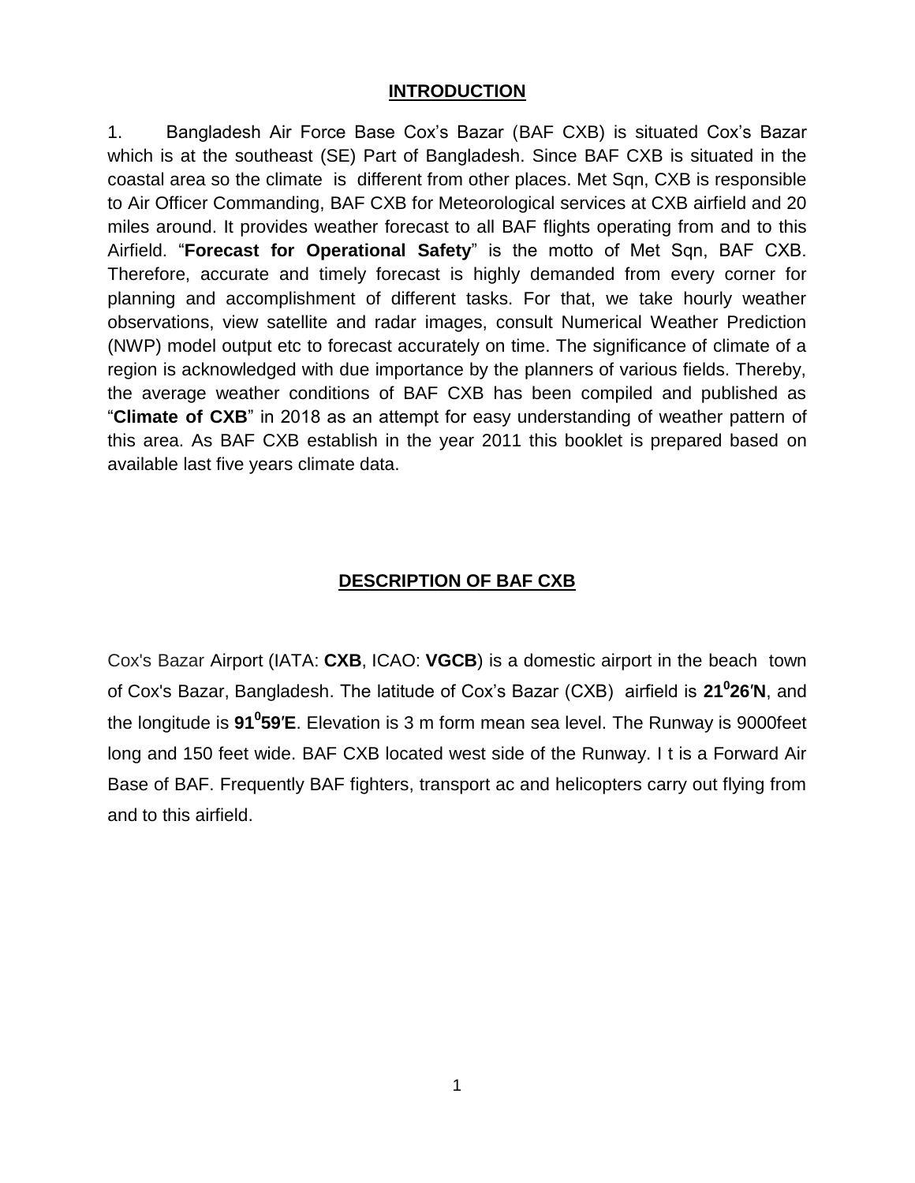## INTRODUCTION

1. Bangladesh Air Force Base Cox's Bazar (BAF CXB) is situated Cox's Bazar which is at the southeast (SE) Part of Bangladesh. Since BAF CXB is situated in the coastal area so the climate is different from other places. Met Sqn, CXB is responsible to Air Officer Commanding, BAF CXB for Meteorological services at CXB airfield and 20 miles around. It provides weather forecast to all BAF flights operating from and to this Airfield. "**Forecast for Operational Safety**" is the motto of Met Sqn, BAF CXB. Therefore, accurate and timely forecast is highly demanded from every corner for planning and accomplishment of different tasks. For that, we take hourly weather observations, view satellite and radar images, consult Numerical Weather Prediction (NWP) model output etc to forecast accurately on time. The significance of climate of a region is acknowledged with due importance by the planners of various fields. Thereby, the average weather conditions of BAF CXB has been compiled and published as "**Climate of CXB**" in 2018 as an attempt for easy understanding of weather pattern of this area. As BAF CXB establish in the year 2011 this booklet is prepared based on available last five years climate data.

## DESCRIPTION OF BAF CXB

Cox's Bazar Airport (IATA: **CXB**, ICAO: **VGCB**) is a domestic airport in the beach town of Cox's Bazar, Bangladesh. The latitude of Cox's Bazar (CXB) airfield is **21$^{0}$26′N**, and the longitude is **91$^{0}$59′E**. Elevation is 3 m form mean sea level. The Runway is 9000feet long and 150 feet wide. BAF CXB located west side of the Runway. I t is a Forward Air Base of BAF. Frequently BAF fighters, transport ac and helicopters carry out flying from and to this airfield.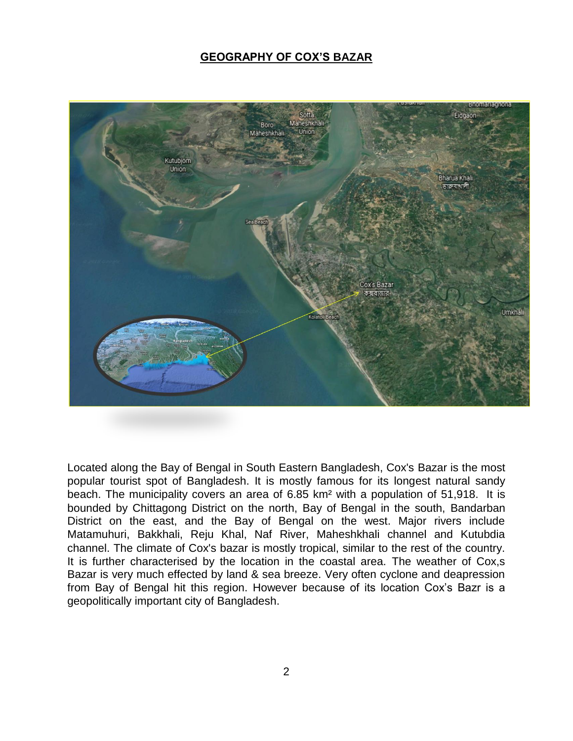# GEOGRAPHY OF COX'S BAZAR

Located along the Bay of Bengal in South Eastern Bangladesh, Cox's Bazar is the most popular tourist spot of Bangladesh. It is mostly famous for its longest natural sandy beach. The municipality covers an area of 6.85 km² with a population of 51,918. It is bounded by Chittagong District on the north, Bay of Bengal in the south, Bandarban District on the east, and the Bay of Bengal on the west. Major rivers include Matamuhuri, Bakkhali, Reju Khal, Naf River, Maheshkhali channel and Kutubdia channel. The climate of Cox's bazar is mostly tropical, similar to the rest of the country. It is further characterised by the location in the coastal area. The weather of Cox,s Bazar is very much effected by land & sea breeze. Very often cyclone and deapression from Bay of Bengal hit this region. However because of its location Cox's Bazr is a geopolitically important city of Bangladesh.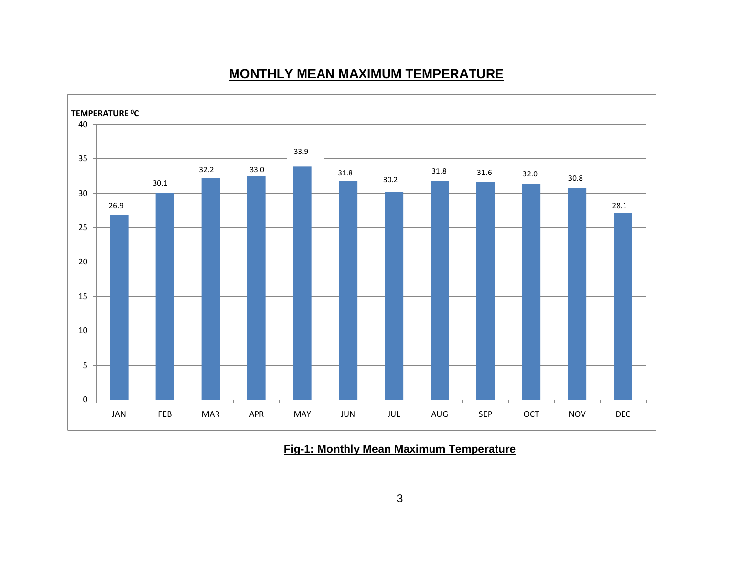## MONTHLY MEAN MAXIMUM TEMPERATURE

| Month | Temperature (°C) |
|---|---|
| JAN | 26.9 |
| FEB | 30.1 |
| MAR | 32.2 |
| APR | 33.0 |
| MAY | 33.9 |
| JUN | 31.8 |
| JUL | 30.2 |
| AUG | 31.8 |
| SEP | 31.6 |
| OCT | 32.0 |
| NOV | 30.8 |
| DEC | 28.1 |

**Fig-1: Monthly Mean Maximum Temperature**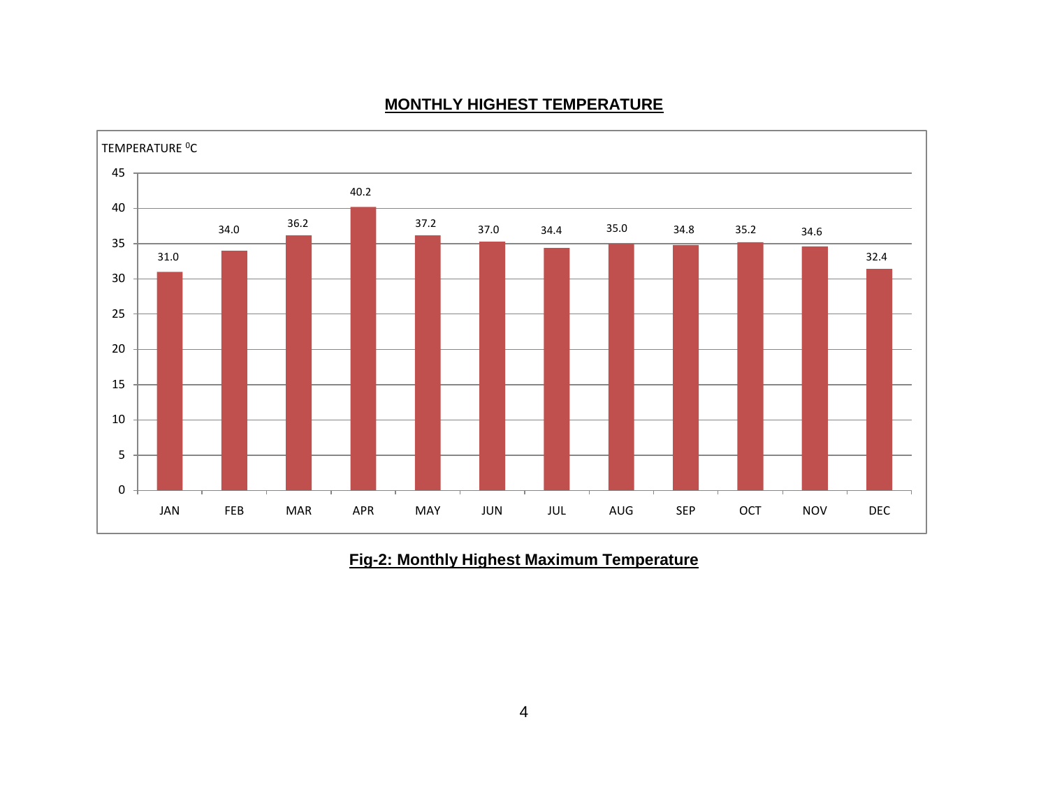**MONTHLY HIGHEST TEMPERATURE**

| Month | Temperature $^0C$ |
|---|---|
| JAN | 31.0 |
| FEB | 34.0 |
| MAR | 36.2 |
| APR | 40.2 |
| MAY | 37.2 |
| JUN | 37.0 |
| JUL | 34.4 |
| AUG | 35.0 |
| SEP | 34.8 |
| OCT | 35.2 |
| NOV | 34.6 |
| DEC | 32.4 |

**Fig-2: Monthly Highest Maximum Temperature**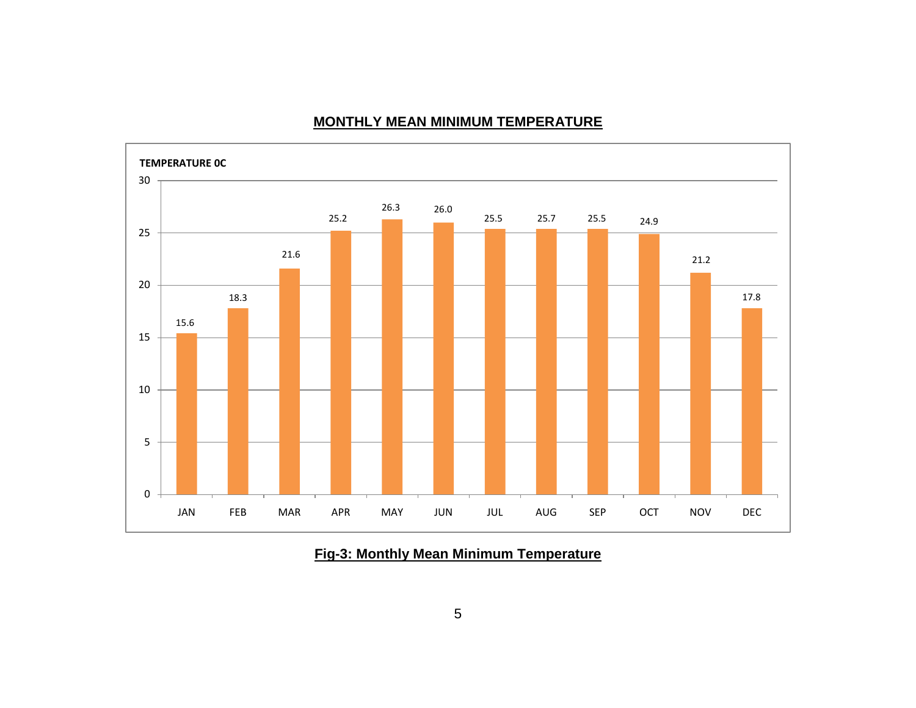## MONTHLY MEAN MINIMUM TEMPERATURE

TEMPERATURE 0C

| Month | Temperature (°C) |
|---|---|
| JAN | 15.6 |
| FEB | 18.3 |
| MAR | 21.6 |
| APR | 25.2 |
| MAY | 26.3 |
| JUN | 26.0 |
| JUL | 25.5 |
| AUG | 25.7 |
| SEP | 25.5 |
| OCT | 24.9 |
| NOV | 21.2 |
| DEC | 17.8 |

**Fig-3: Monthly Mean Minimum Temperature**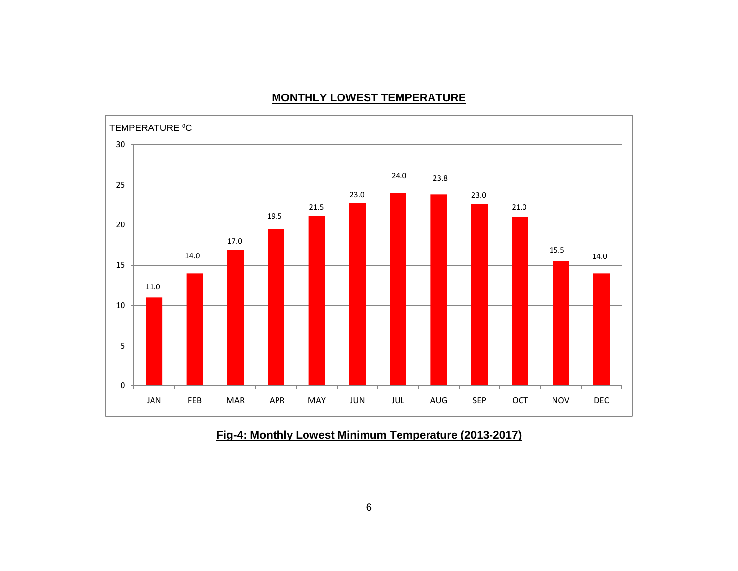**MONTHLY LOWEST TEMPERATURE**

| Month | Temperature (°C) |
| --- | --- |
| JAN | 11.0 |
| FEB | 14.0 |
| MAR | 17.0 |
| APR | 19.5 |
| MAY | 21.5 |
| JUN | 23.0 |
| JUL | 24.0 |
| AUG | 23.8 |
| SEP | 23.0 |
| OCT | 21.0 |
| NOV | 15.5 |
| DEC | 14.0 |

**Fig-4: Monthly Lowest Minimum Temperature (2013-2017)**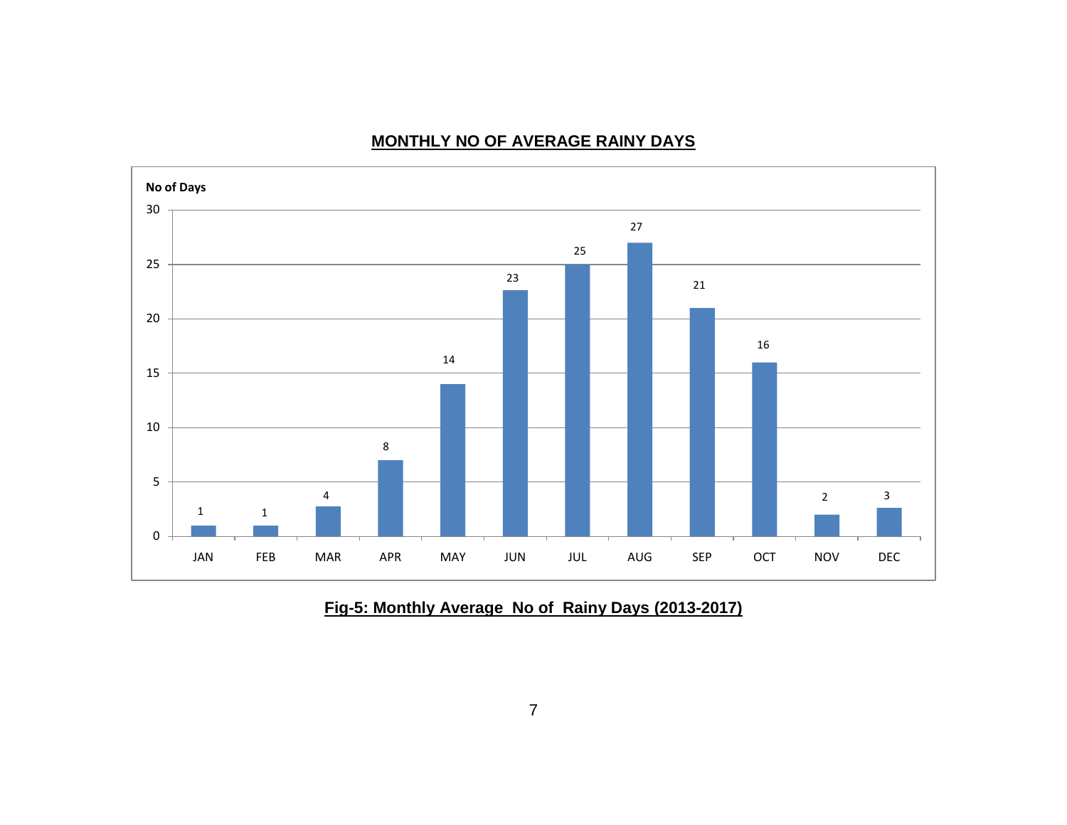**MONTHLY NO OF AVERAGE RAINY DAYS**

| Month | No of Days |
|---|---|
| JAN | 1 |
| FEB | 1 |
| MAR | 4 |
| APR | 8 |
| MAY | 14 |
| JUN | 23 |
| JUL | 25 |
| AUG | 27 |
| SEP | 21 |
| OCT | 16 |
| NOV | 2 |
| DEC | 3 |

**Fig-5: Monthly Average No of Rainy Days (2013-2017)**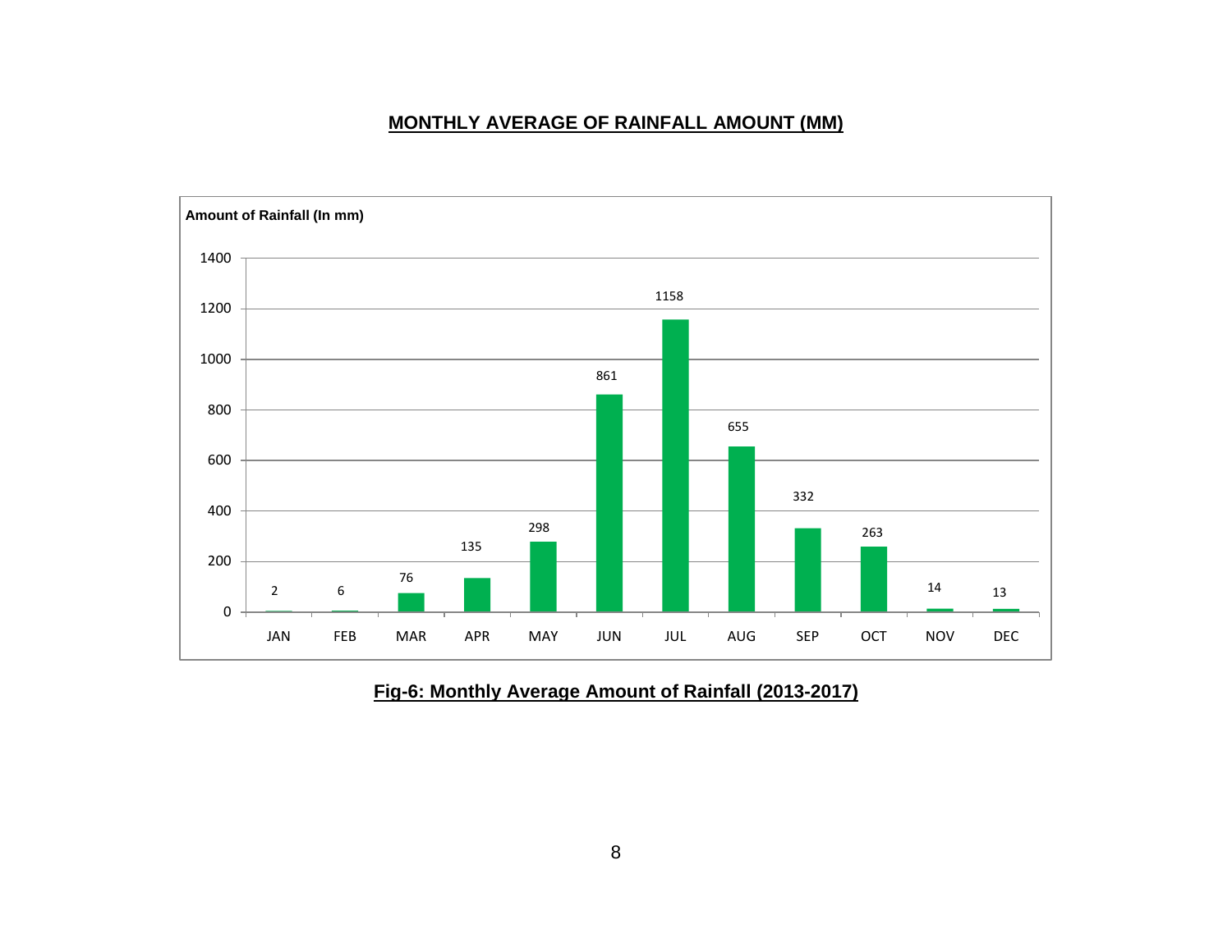## MONTHLY AVERAGE OF RAINFALL AMOUNT (MM)

**Amount of Rainfall (In mm)**

| Month | Amount of Rainfall (mm) |
|---|---|
| JAN | 2 |
| FEB | 6 |
| MAR | 76 |
| APR | 135 |
| MAY | 298 |
| JUN | 861 |
| JUL | 1158 |
| AUG | 655 |
| SEP | 332 |
| OCT | 263 |
| NOV | 14 |
| DEC | 13 |

**Fig-6: Monthly Average Amount of Rainfall (2013-2017)**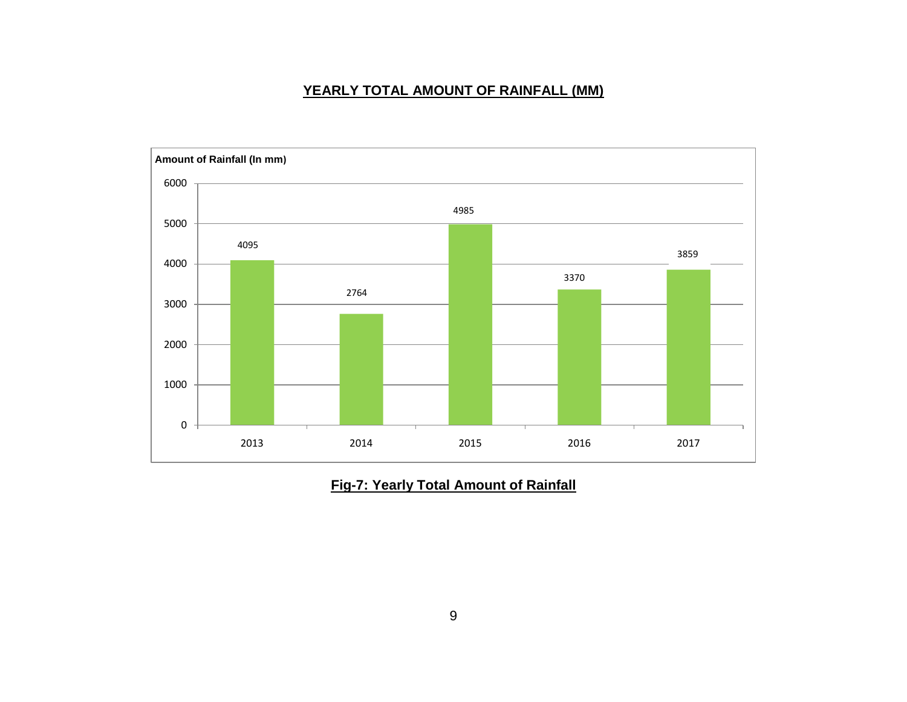## YEARLY TOTAL AMOUNT OF RAINFALL (MM)

| Year | Amount of Rainfall (In mm) |
|---|---|
| 2013 | 4095 |
| 2014 | 2764 |
| 2015 | 4985 |
| 2016 | 3370 |
| 2017 | 3859 |

**Fig-7: Yearly Total Amount of Rainfall**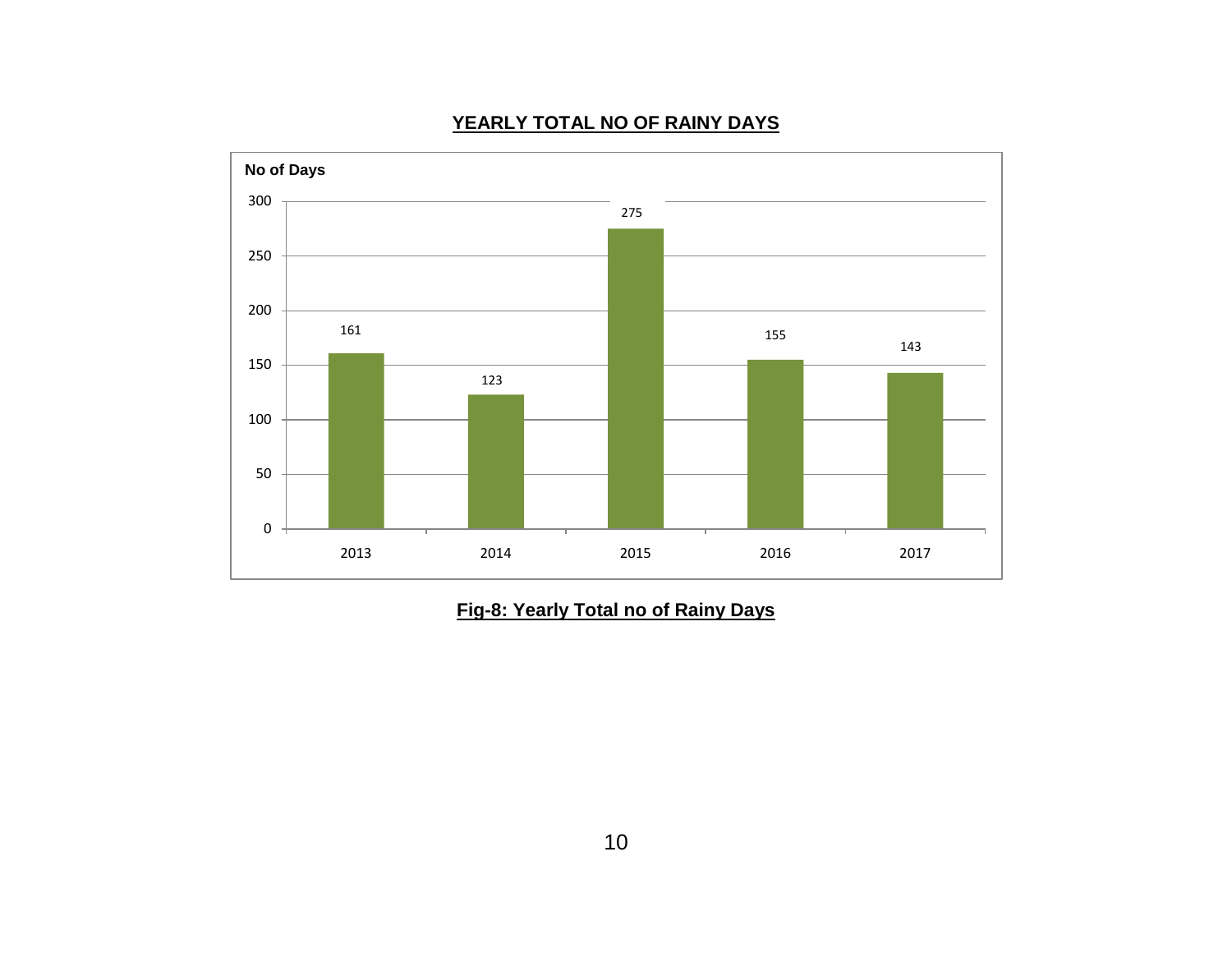**YEARLY TOTAL NO OF RAINY DAYS**

| Year | No of Days |
|---|---|
| 2013 | 161 |
| 2014 | 123 |
| 2015 | 275 |
| 2016 | 155 |
| 2017 | 143 |

**Fig-8: Yearly Total no of Rainy Days**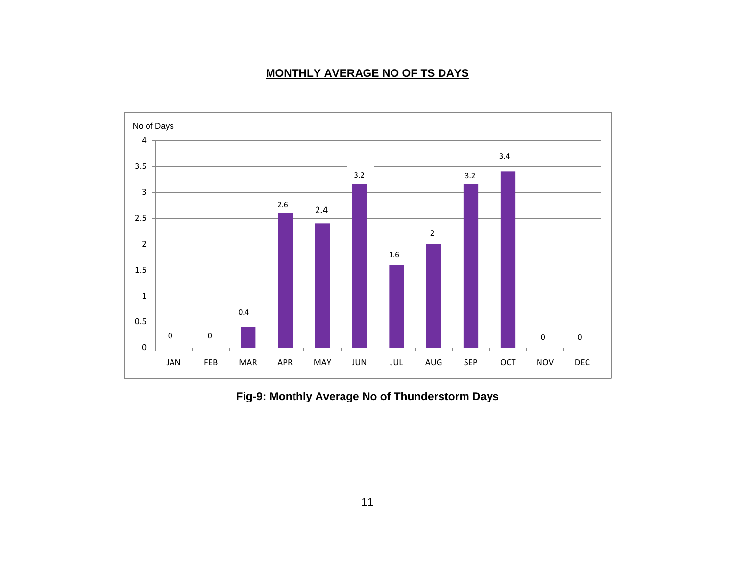**MONTHLY AVERAGE NO OF TS DAYS**

| Month | No of Days |
|---|---|
| JAN | 0 |
| FEB | 0 |
| MAR | 0.4 |
| APR | 2.6 |
| MAY | 2.4 |
| JUN | 3.2 |
| JUL | 1.6 |
| AUG | 2 |
| SEP | 3.2 |
| OCT | 3.4 |
| NOV | 0 |
| DEC | 0 |

**Fig-9: Monthly Average No of Thunderstorm Days**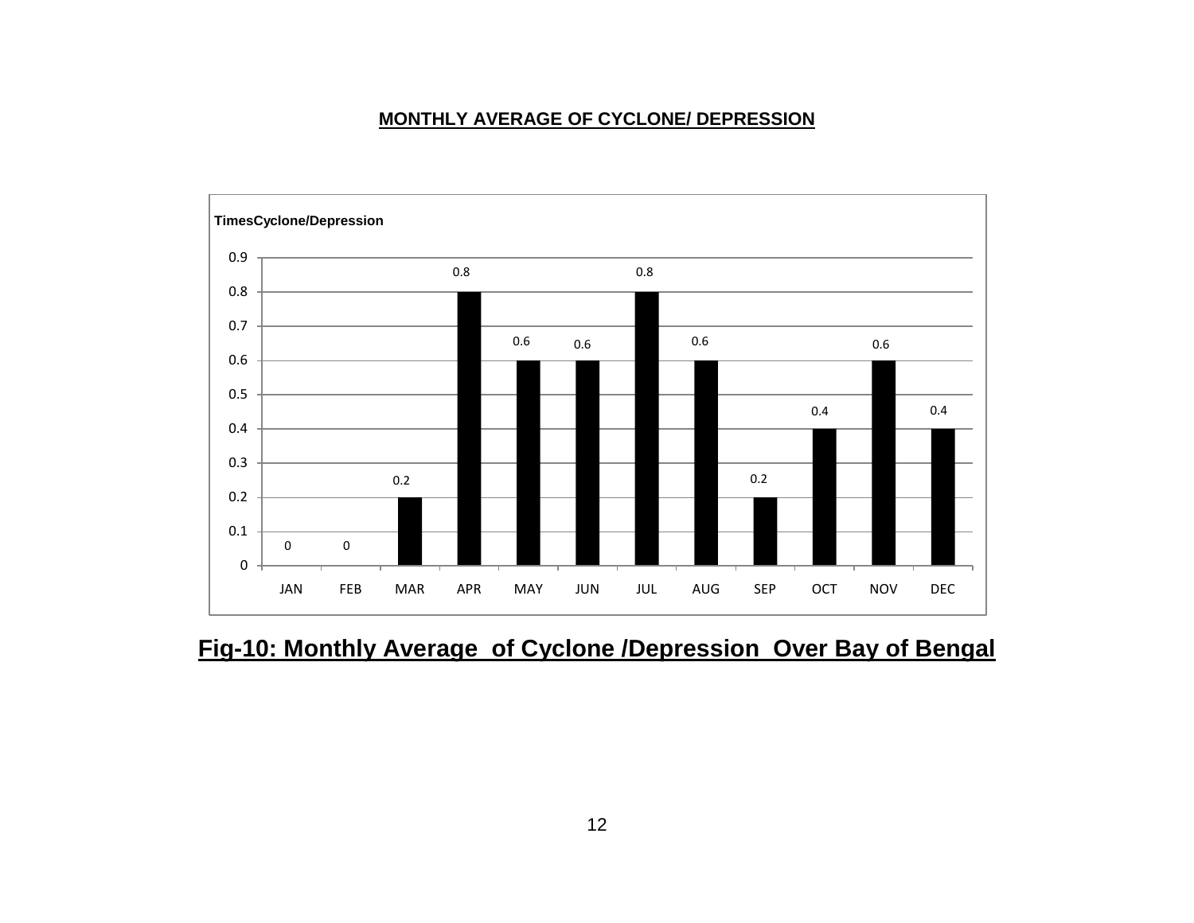**MONTHLY AVERAGE OF CYCLONE/ DEPRESSION**

| Month | TimesCyclone/Depression |
|---|---|
| JAN | 0 |
| FEB | 0 |
| MAR | 0.2 |
| APR | 0.8 |
| MAY | 0.6 |
| JUN | 0.6 |
| JUL | 0.8 |
| AUG | 0.6 |
| SEP | 0.2 |
| OCT | 0.4 |
| NOV | 0.6 |
| DEC | 0.4 |

**Fig-10: Monthly Average of Cyclone /Depression Over Bay of Bengal**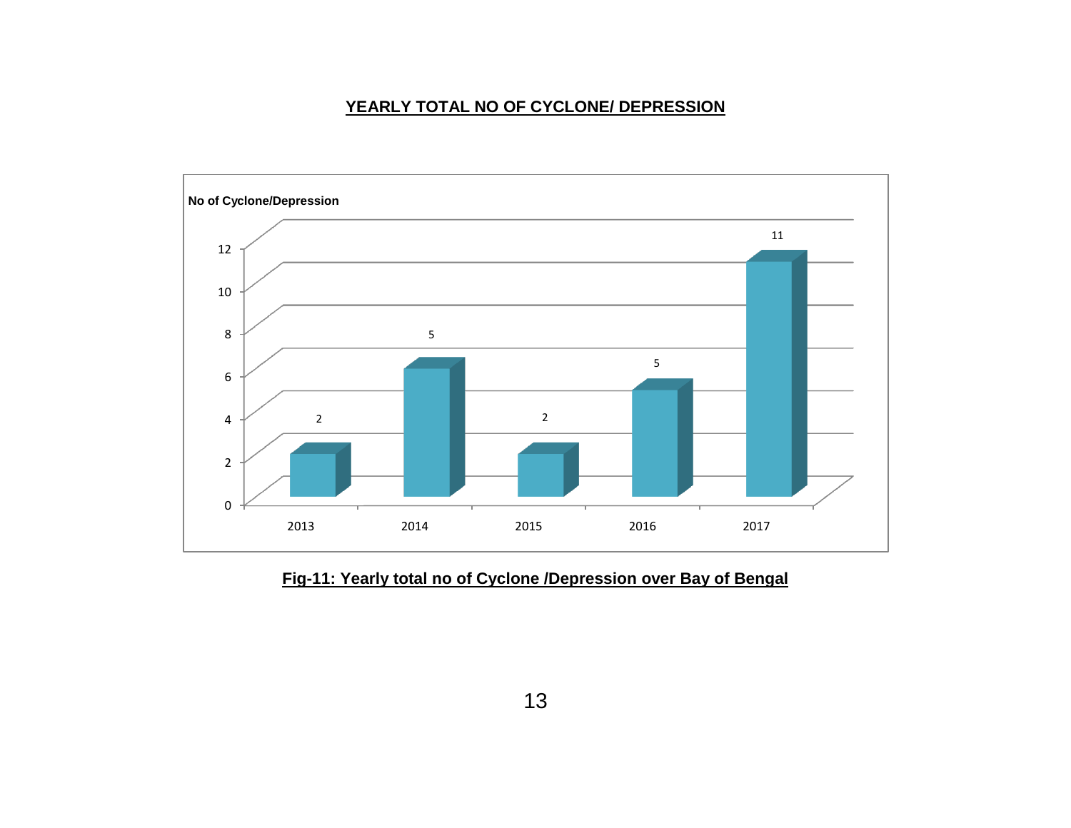## YEARLY TOTAL NO OF CYCLONE/ DEPRESSION

| Year | No of Cyclone/Depression |
|---|---|
| 2013 | 2 |
| 2014 | 5 |
| 2015 | 2 |
| 2016 | 5 |
| 2017 | 11 |

**Fig-11: Yearly total no of Cyclone /Depression over Bay of Bengal**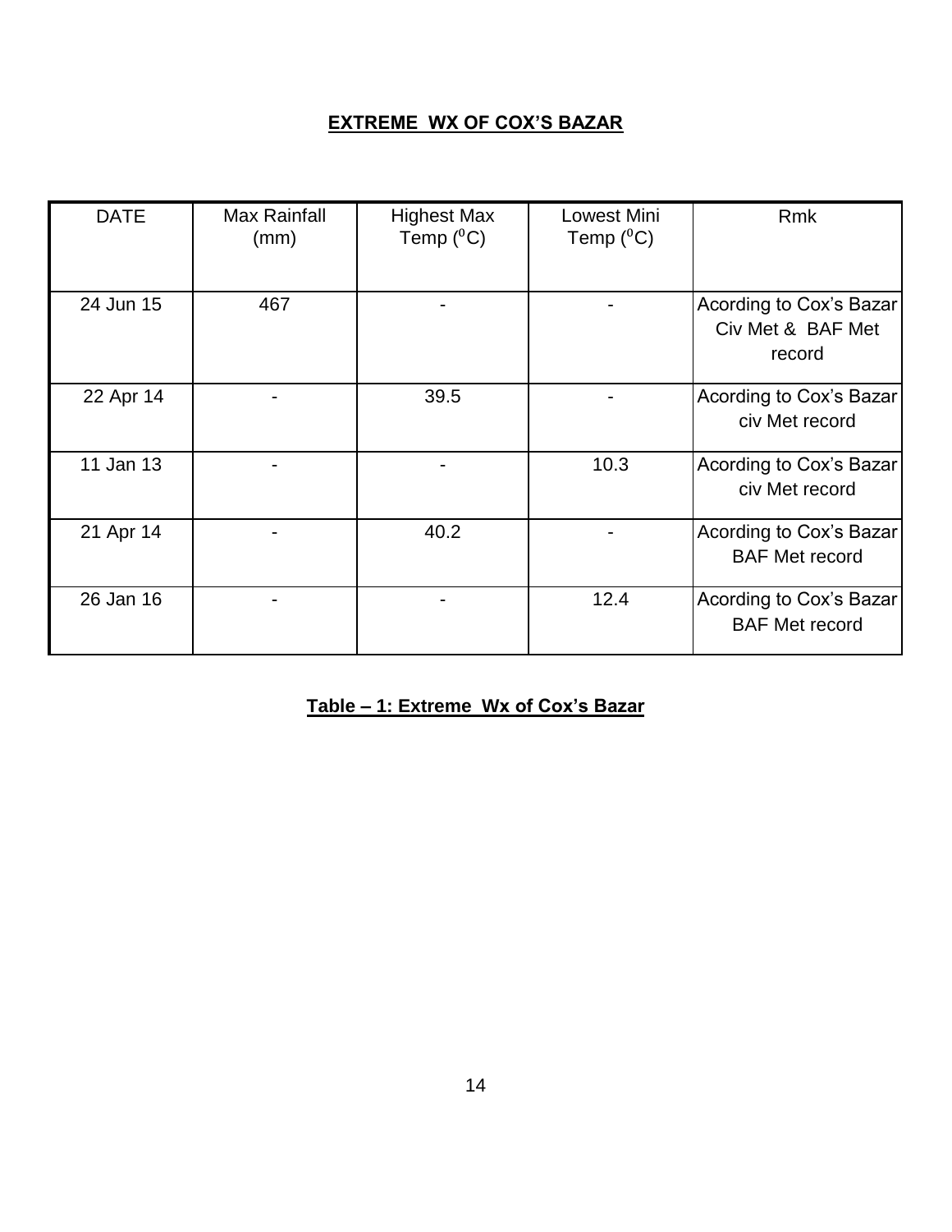## EXTREME WX OF COX'S BAZAR

| DATE | Max Rainfall (mm) | Highest Max Temp ($^0$C) | Lowest Mini Temp ($^0$C) | Rmk |
|---|---|---|---|---|
| 24 Jun 15 | 467 | - | - | Acording to Cox's Bazar Civ Met & BAF Met record |
| 22 Apr 14 | - | 39.5 | - | Acording to Cox's Bazar civ Met record |
| 11 Jan 13 | - | - | 10.3 | Acording to Cox's Bazar civ Met record |
| 21 Apr 14 | - | 40.2 | - | Acording to Cox's Bazar BAF Met record |
| 26 Jan 16 | - | - | 12.4 | Acording to Cox's Bazar BAF Met record |

**Table – 1: Extreme Wx of Cox's Bazar**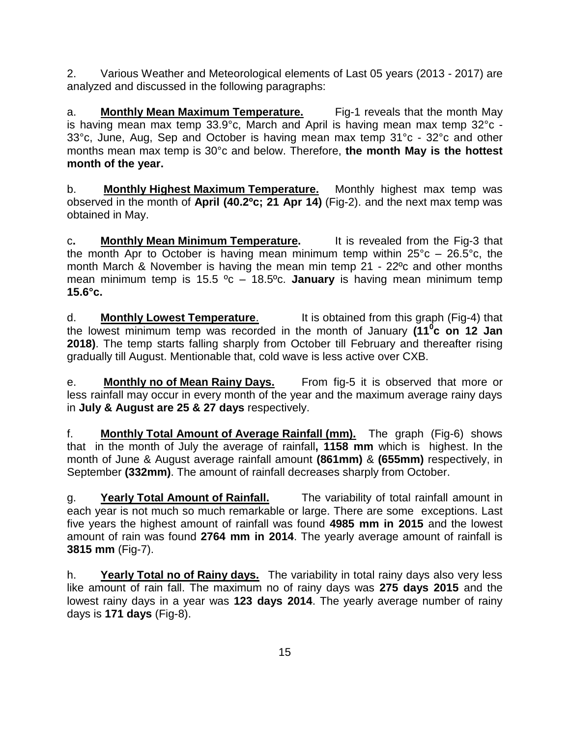2. Various Weather and Meteorological elements of Last 05 years (2013 - 2017) are analyzed and discussed in the following paragraphs:

a. **Monthly Mean Maximum Temperature.** Fig-1 reveals that the month May is having mean max temp 33.9°c, March and April is having mean max temp 32°c - 33°c, June, Aug, Sep and October is having mean max temp 31°c - 32°c and other months mean max temp is 30°c and below. Therefore, **the month May is the hottest month of the year.**

b. **Monthly Highest Maximum Temperature.** Monthly highest max temp was observed in the month of **April (40.2ºc; 21 Apr 14)** (Fig-2). and the next max temp was obtained in May.

c**.** **Monthly Mean Minimum Temperature.** It is revealed from the Fig-3 that the month Apr to October is having mean minimum temp within 25°c – 26.5°c, the month March & November is having the mean min temp 21 - 22ºc and other months mean minimum temp is 15.5 ºc – 18.5ºc. **January** is having mean minimum temp **15.6°c.**

d. **Monthly Lowest Temperature**. It is obtained from this graph (Fig-4) that the lowest minimum temp was recorded in the month of January **($11^0$c on 12 Jan 2018)**. The temp starts falling sharply from October till February and thereafter rising gradually till August. Mentionable that, cold wave is less active over CXB.

e. **Monthly no of Mean Rainy Days.** From fig-5 it is observed that more or less rainfall may occur in every month of the year and the maximum average rainy days in **July & August are 25 & 27 days** respectively.

f. **Monthly Total Amount of Average Rainfall (mm).** The graph (Fig-6) shows that in the month of July the average of rainfall**, 1158 mm** which is highest. In the month of June & August average rainfall amount **(861mm)** & **(655mm)** respectively, in September **(332mm)**. The amount of rainfall decreases sharply from October.

g. **Yearly Total Amount of Rainfall.** The variability of total rainfall amount in each year is not much so much remarkable or large. There are some exceptions. Last five years the highest amount of rainfall was found **4985 mm in 2015** and the lowest amount of rain was found **2764 mm in 2014**. The yearly average amount of rainfall is **3815 mm** (Fig-7).

h. **Yearly Total no of Rainy days.** The variability in total rainy days also very less like amount of rain fall. The maximum no of rainy days was **275 days 2015** and the lowest rainy days in a year was **123 days 2014**. The yearly average number of rainy days is **171 days** (Fig-8).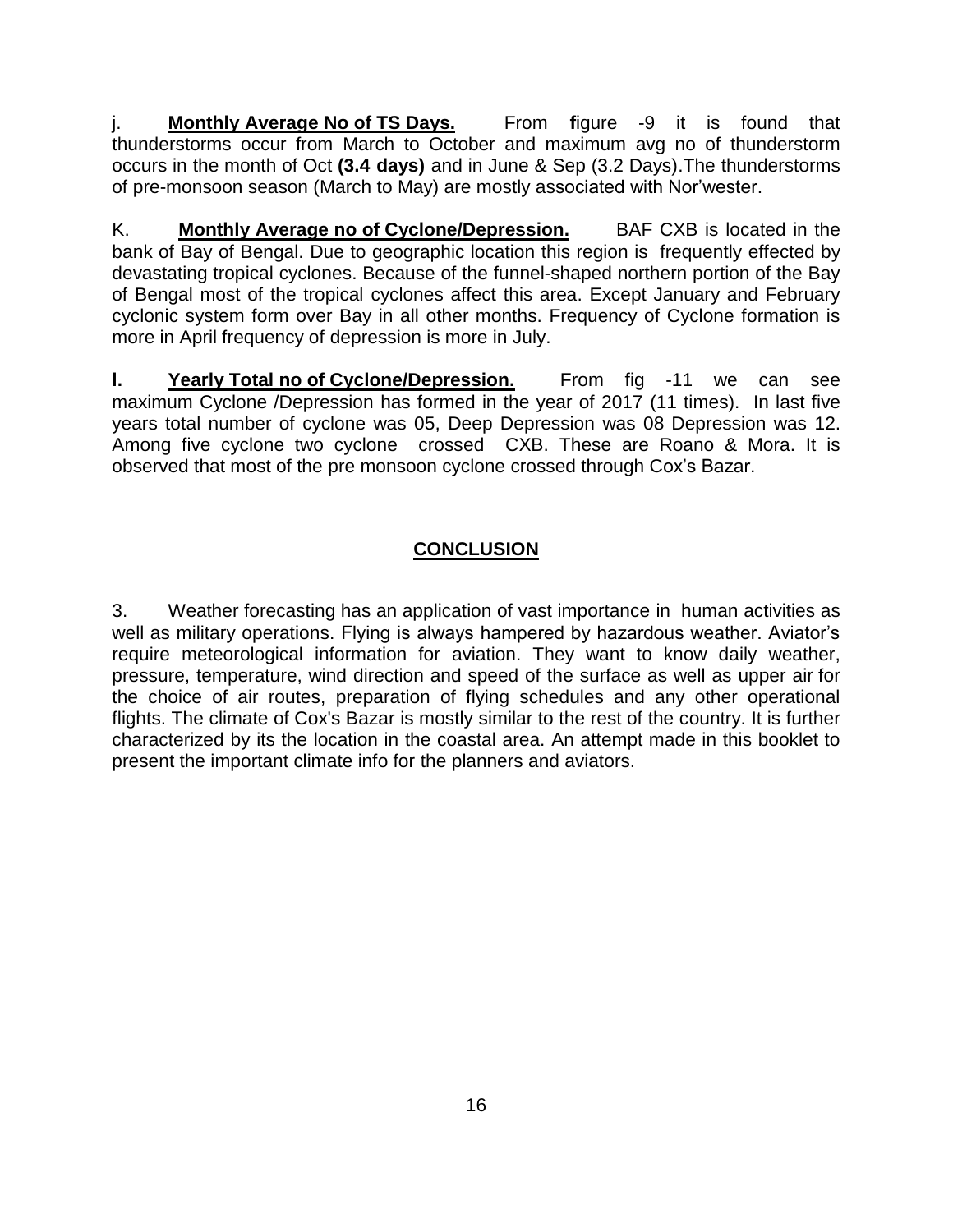j. **<u>Monthly Average No of TS Days.</u>** From **f**igure -9 it is found that thunderstorms occur from March to October and maximum avg no of thunderstorm occurs in the month of Oct **(3.4 days)** and in June & Sep (3.2 Days).The thunderstorms of pre-monsoon season (March to May) are mostly associated with Nor'wester.

K. **<u>Monthly Average no of Cyclone/Depression.</u>** BAF CXB is located in the bank of Bay of Bengal. Due to geographic location this region is frequently effected by devastating tropical cyclones. Because of the funnel-shaped northern portion of the Bay of Bengal most of the tropical cyclones affect this area. Except January and February cyclonic system form over Bay in all other months. Frequency of Cyclone formation is more in April frequency of depression is more in July.

**l.** **<u>Yearly Total no of Cyclone/Depression.</u>** From fig -11 we can see maximum Cyclone /Depression has formed in the year of 2017 (11 times). In last five years total number of cyclone was 05, Deep Depression was 08 Depression was 12. Among five cyclone two cyclone crossed CXB. These are Roano & Mora. It is observed that most of the pre monsoon cyclone crossed through Cox's Bazar.

## <u>CONCLUSION</u>

3. Weather forecasting has an application of vast importance in human activities as well as military operations. Flying is always hampered by hazardous weather. Aviator's require meteorological information for aviation. They want to know daily weather, pressure, temperature, wind direction and speed of the surface as well as upper air for the choice of air routes, preparation of flying schedules and any other operational flights. The climate of Cox's Bazar is mostly similar to the rest of the country. It is further characterized by its the location in the coastal area. An attempt made in this booklet to present the important climate info for the planners and aviators.